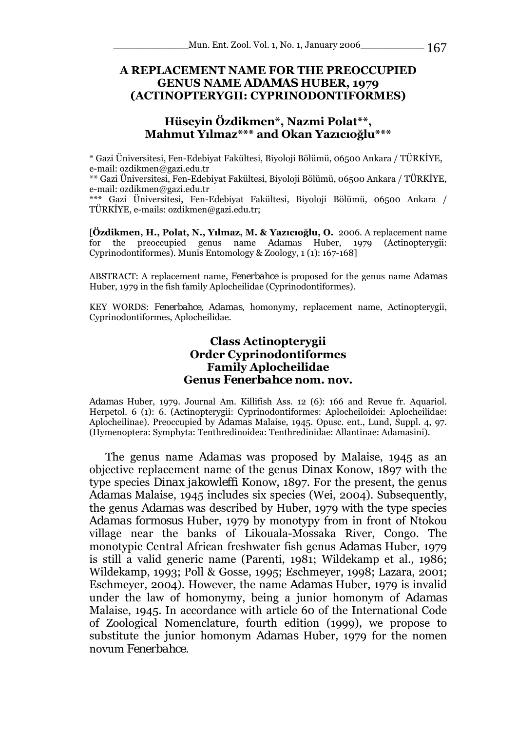# A REPLACEMENT NAME FOR THE PREOCCUPIED GENUS NAME *ADAMAS* HUBER, 1979 (ACTINOPTERYGII: CYPRINODONTIFORMES)

## Hüseyin Özdikmen*, Nazmi Polat**, Mahmut Yılmaz*** and Okan Yazıcıoğlu***

\* Gazi Üniversitesi, Fen-Edebiyat Fakültesi, Biyoloji Bölümü, 06500 Ankara / TÜRKİYE, e-mail: ozdikmen@gazi.edu.tr

\*\* Gazi Üniversitesi, Fen-Edebiyat Fakültesi, Biyoloji Bölümü, 06500 Ankara / TÜRKİYE, e-mail: ozdikmen@gazi.edu.tr

\*\*\* Gazi Üniversitesi, Fen-Edebiyat Fakültesi, Biyoloji Bölümü, 06500 Ankara / TÜRKİYE, e-mails: ozdikmen@gazi.edu.tr;

[**Özdikmen, H., Polat, N., Yılmaz, M. & Yazıcıoğlu, O.** 2006. A replacement name for the preoccupied genus name *Adamas* Huber, 1979 (Actinopterygii: Cyprinodontiformes). Munis Entomology & Zoology, 1 (1): 167-168]

ABSTRACT: A replacement name, *Fenerbahce* is proposed for the genus name *Adamas* Huber, 1979 in the fish family Aplocheilidae (Cyprinodontiformes).

KEY WORDS: *Fenerbahce*, *Adamas*, homonymy, replacement name, Actinopterygii, Cyprinodontiformes, Aplocheilidae.

### Class Actinopterygii
### Order Cyprinodontiformes
### Family Aplocheilidae
### Genus *Fenerbahce* nom. nov.

*Adamas* Huber, 1979. Journal Am. Killifish Ass. 12 (6): 166 and Revue fr. Aquariol. Herpetol. 6 (1): 6. (Actinopterygii: Cyprinodontiformes: Aplocheiloidei: Aplocheilidae: Aplocheilinae). Preoccupied by *Adamas* Malaise, 1945. Opusc. ent., Lund, Suppl. 4, 97. (Hymenoptera: Symphyta: Tenthredinoidea: Tenthredinidae: Allantinae: Adamasini).

The genus name *Adamas* was proposed by Malaise, 1945 as an objective replacement name of the genus *Dinax* Konow, 1897 with the type species *Dinax jakowleffi* Konow, 1897. For the present, the genus *Adamas* Malaise, 1945 includes six species (Wei, 2004). Subsequently, the genus *Adamas* was described by Huber, 1979 with the type species *Adamas formosus* Huber, 1979 by monotypy from in front of Ntokou village near the banks of Likouala-Mossaka River, Congo. The monotypic Central African freshwater fish genus *Adamas* Huber, 1979 is still a valid generic name (Parenti, 1981; Wildekamp et al., 1986; Wildekamp, 1993; Poll & Gosse, 1995; Eschmeyer, 1998; Lazara, 2001; Eschmeyer, 2004). However, the name *Adamas* Huber, 1979 is invalid under the law of homonymy, being a junior homonym of *Adamas* Malaise, 1945. In accordance with article 60 of the International Code of Zoological Nomenclature, fourth edition (1999), we propose to substitute the junior homonym *Adamas* Huber, 1979 for the nomen novum *Fenerbahce*.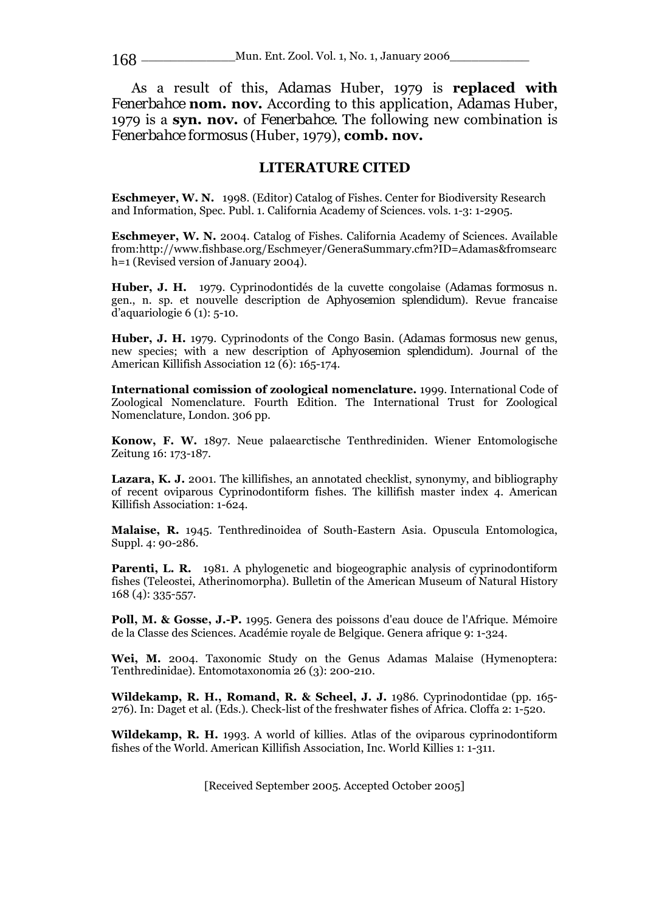As a result of this, *Adamas* Huber, 1979 is **replaced with** *Fenerbahce* **nom. nov.** According to this application, *Adamas* Huber, 1979 is a **syn. nov.** of *Fenerbahce*. The following new combination is *Fenerbahce formosus* (Huber, 1979), **comb. nov.**

## LITERATURE CITED

**Eschmeyer, W. N.** 1998. (Editor) Catalog of Fishes. Center for Biodiversity Research and Information, Spec. Publ. 1. California Academy of Sciences. vols. 1-3: 1-2905.

**Eschmeyer, W. N.** 2004. Catalog of Fishes. California Academy of Sciences. Available from:http://www.fishbase.org/Eschmeyer/GeneraSummary.cfm?ID=Adamas&fromsearch=1 (Revised version of January 2004).

**Huber, J. H.** 1979. Cyprinodontidés de la cuvette congolaise (*Adamas formosus* n. gen., n. sp. et nouvelle description de *Aphyosemion splendidum*). Revue francaise d'aquariologie 6 (1): 5-10.

**Huber, J. H.** 1979. Cyprinodonts of the Congo Basin. (*Adamas formosus* new genus, new species; with a new description of *Aphyosemion splendidum*). Journal of the American Killifish Association 12 (6): 165-174.

**International comission of zoological nomenclature.** 1999. International Code of Zoological Nomenclature. Fourth Edition. The International Trust for Zoological Nomenclature, London. 306 pp.

**Konow, F. W.** 1897. Neue palaearctische Tenthrediniden. Wiener Entomologische Zeitung 16: 173-187.

**Lazara, K. J.** 2001. The killifishes, an annotated checklist, synonymy, and bibliography of recent oviparous Cyprinodontiform fishes. The killifish master index 4. American Killifish Association: 1-624.

**Malaise, R.** 1945. Tenthredinoidea of South-Eastern Asia. Opuscula Entomologica, Suppl. 4: 90-286.

**Parenti, L. R.** 1981. A phylogenetic and biogeographic analysis of cyprinodontiform fishes (Teleostei, Atherinomorpha). Bulletin of the American Museum of Natural History 168 (4): 335-557.

**Poll, M. & Gosse, J.-P.** 1995. Genera des poissons d'eau douce de l'Afrique. Mémoire de la Classe des Sciences. Académie royale de Belgique. Genera afrique 9: 1-324.

**Wei, M.** 2004. Taxonomic Study on the Genus Adamas Malaise (Hymenoptera: Tenthredinidae). Entomotaxonomia 26 (3): 200-210.

**Wildekamp, R. H., Romand, R. & Scheel, J. J.** 1986. Cyprinodontidae (pp. 165-276). In: Daget et al. (Eds.). Check-list of the freshwater fishes of Africa. Cloffa 2: 1-520.

**Wildekamp, R. H.** 1993. A world of killies. Atlas of the oviparous cyprinodontiform fishes of the World. American Killifish Association, Inc. World Killies 1: 1-311.

[Received September 2005. Accepted October 2005]